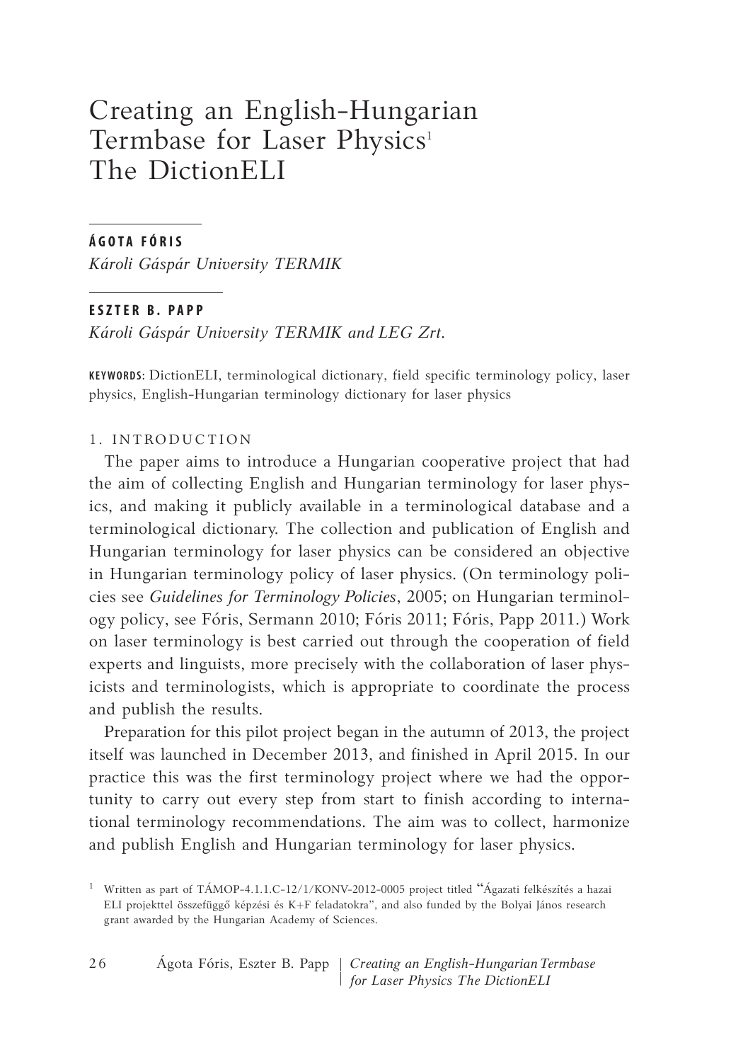# Creating an English-Hungarian Termbase for Laser Physics[1] The DictionELI

**ÁGOTA FÓRIS**

*Károli Gáspár University TERMIK*

**ESZTER B. PAPP**

*Károli Gáspár University TERMIK and LEG Zrt.*

**KEYWORDS:** DictionELI, terminological dictionary, field specific terminology policy, laser physics, English-Hungarian terminology dictionary for laser physics

## 1. INTRODUCTION

The paper aims to introduce a Hungarian cooperative project that had the aim of collecting English and Hungarian terminology for laser physics, and making it publicly available in a terminological database and a terminological dictionary. The collection and publication of English and Hungarian terminology for laser physics can be considered an objective in Hungarian terminology policy of laser physics. (On terminology policies see *Guidelines for Terminology Policies*, 2005; on Hungarian terminology policy, see Fóris, Sermann 2010; Fóris 2011; Fóris, Papp 2011.) Work on laser terminology is best carried out through the cooperation of field experts and linguists, more precisely with the collaboration of laser physicists and terminologists, which is appropriate to coordinate the process and publish the results.

Preparation for this pilot project began in the autumn of 2013, the project itself was launched in December 2013, and finished in April 2015. In our practice this was the first terminology project where we had the opportunity to carry out every step from start to finish according to international terminology recommendations. The aim was to collect, harmonize and publish English and Hungarian terminology for laser physics.

[1] Written as part of TÁMOP-4.1.1.C-12/1/KONV-2012-0005 project titled "Ágazati felkészítés a hazai ELI projekttel összefüggő képzési és K+F feladatokra", and also funded by the Bolyai János research grant awarded by the Hungarian Academy of Sciences.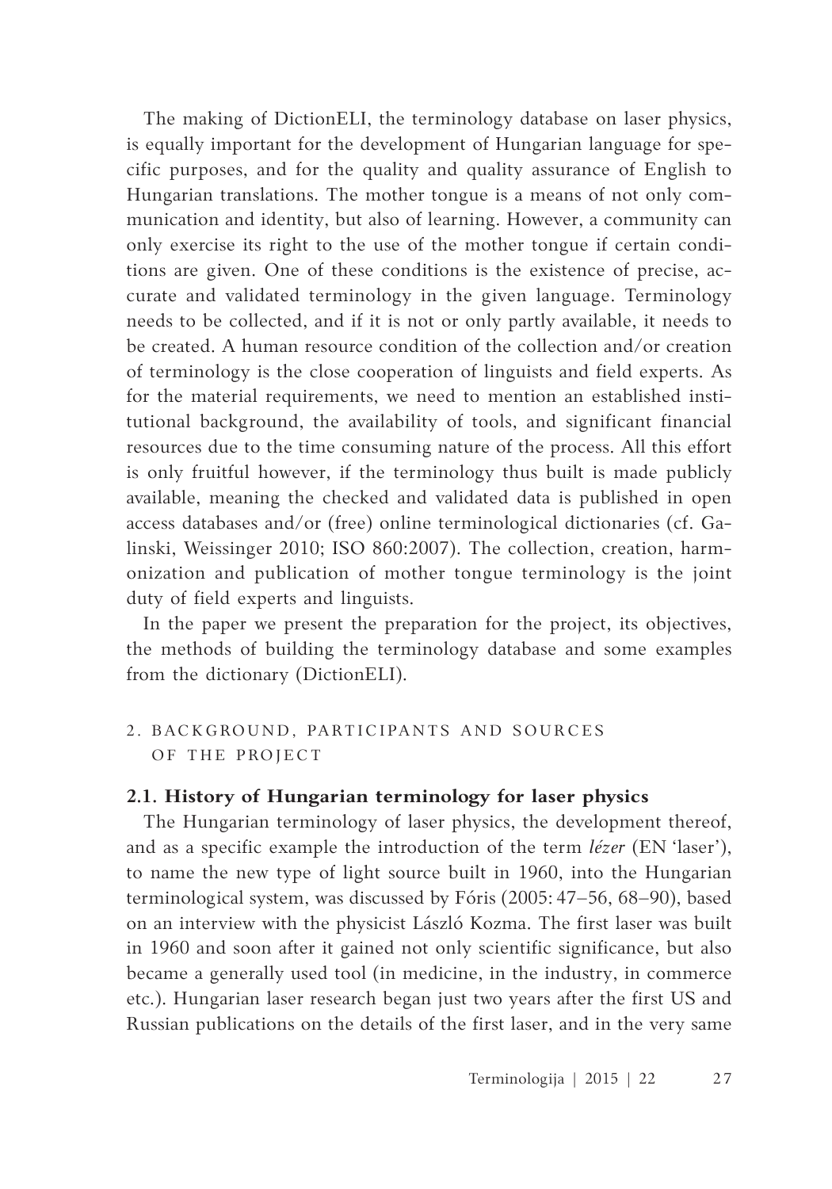The making of DictionELI, the terminology database on laser physics, is equally important for the development of Hungarian language for specific purposes, and for the quality and quality assurance of English to Hungarian translations. The mother tongue is a means of not only communication and identity, but also of learning. However, a community can only exercise its right to the use of the mother tongue if certain conditions are given. One of these conditions is the existence of precise, accurate and validated terminology in the given language. Terminology needs to be collected, and if it is not or only partly available, it needs to be created. A human resource condition of the collection and/or creation of terminology is the close cooperation of linguists and field experts. As for the material requirements, we need to mention an established institutional background, the availability of tools, and significant financial resources due to the time consuming nature of the process. All this effort is only fruitful however, if the terminology thus built is made publicly available, meaning the checked and validated data is published in open access databases and/or (free) online terminological dictionaries (cf. Galinski, Weissinger 2010; ISO 860:2007). The collection, creation, harmonization and publication of mother tongue terminology is the joint duty of field experts and linguists.

In the paper we present the preparation for the project, its objectives, the methods of building the terminology database and some examples from the dictionary (DictionELI).

## 2. BACKGROUND, PARTICIPANTS AND SOURCES OF THE PROJECT

### 2.1. History of Hungarian terminology for laser physics

The Hungarian terminology of laser physics, the development thereof, and as a specific example the introduction of the term *lézer* (EN 'laser'), to name the new type of light source built in 1960, into the Hungarian terminological system, was discussed by Fóris (2005: 47–56, 68–90), based on an interview with the physicist László Kozma. The first laser was built in 1960 and soon after it gained not only scientific significance, but also became a generally used tool (in medicine, in the industry, in commerce etc.). Hungarian laser research began just two years after the first US and Russian publications on the details of the first laser, and in the very same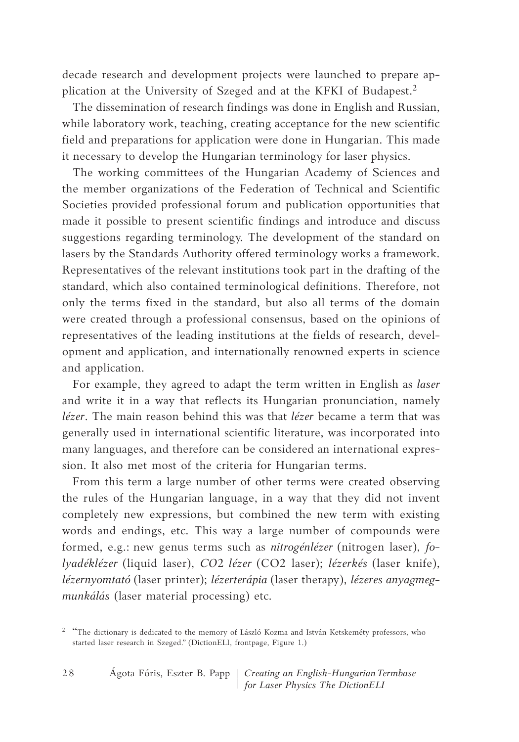decade research and development projects were launched to prepare application at the University of Szeged and at the KFKI of Budapest.[2]

The dissemination of research findings was done in English and Russian, while laboratory work, teaching, creating acceptance for the new scientific field and preparations for application were done in Hungarian. This made it necessary to develop the Hungarian terminology for laser physics.

The working committees of the Hungarian Academy of Sciences and the member organizations of the Federation of Technical and Scientific Societies provided professional forum and publication opportunities that made it possible to present scientific findings and introduce and discuss suggestions regarding terminology. The development of the standard on lasers by the Standards Authority offered terminology works a framework. Representatives of the relevant institutions took part in the drafting of the standard, which also contained terminological definitions. Therefore, not only the terms fixed in the standard, but also all terms of the domain were created through a professional consensus, based on the opinions of representatives of the leading institutions at the fields of research, development and application, and internationally renowned experts in science and application.

For example, they agreed to adapt the term written in English as *laser* and write it in a way that reflects its Hungarian pronunciation, namely *lézer*. The main reason behind this was that *lézer* became a term that was generally used in international scientific literature, was incorporated into many languages, and therefore can be considered an international expression. It also met most of the criteria for Hungarian terms.

From this term a large number of other terms were created observing the rules of the Hungarian language, in a way that they did not invent completely new expressions, but combined the new term with existing words and endings, etc. This way a large number of compounds were formed, e.g.: new genus terms such as *nitrogénlézer* (nitrogen laser), *folyadéklézer* (liquid laser), *CO2 lézer* (CO2 laser); *lézerkés* (laser knife), *lézernyomtató* (laser printer); *lézerterápia* (laser therapy), *lézeres anyagmegmunkálás* (laser material processing) etc.

[2] "The dictionary is dedicated to the memory of László Kozma and István Ketskeméty professors, who started laser research in Szeged." (DictionELI, frontpage, Figure 1.)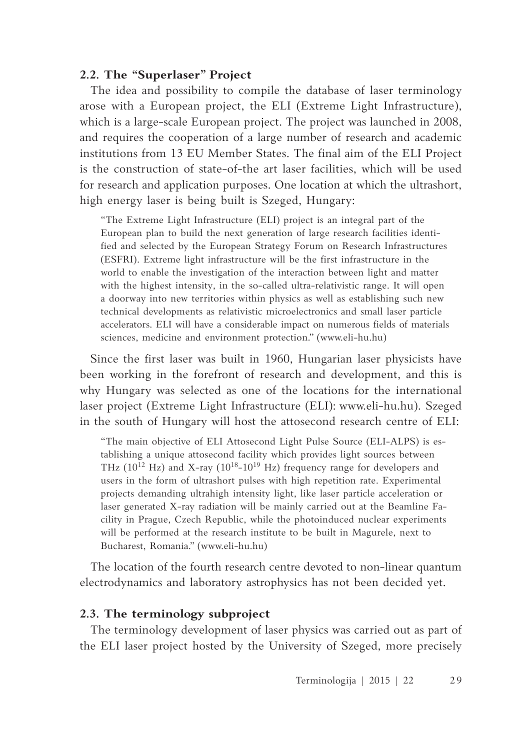### 2.2. The "Superlaser" Project

The idea and possibility to compile the database of laser terminology arose with a European project, the ELI (Extreme Light Infrastructure), which is a large-scale European project. The project was launched in 2008, and requires the cooperation of a large number of research and academic institutions from 13 EU Member States. The final aim of the ELI Project is the construction of state-of-the art laser facilities, which will be used for research and application purposes. One location at which the ultrashort, high energy laser is being built is Szeged, Hungary:

> "The Extreme Light Infrastructure (ELI) project is an integral part of the European plan to build the next generation of large research facilities identified and selected by the European Strategy Forum on Research Infrastructures (ESFRI). Extreme light infrastructure will be the first infrastructure in the world to enable the investigation of the interaction between light and matter with the highest intensity, in the so-called ultra-relativistic range. It will open a doorway into new territories within physics as well as establishing such new technical developments as relativistic microelectronics and small laser particle accelerators. ELI will have a considerable impact on numerous fields of materials sciences, medicine and environment protection." (www.eli-hu.hu)

Since the first laser was built in 1960, Hungarian laser physicists have been working in the forefront of research and development, and this is why Hungary was selected as one of the locations for the international laser project (Extreme Light Infrastructure (ELI): www.eli-hu.hu). Szeged in the south of Hungary will host the attosecond research centre of ELI:

> "The main objective of ELI Attosecond Light Pulse Source (ELI-ALPS) is establishing a unique attosecond facility which provides light sources between THz ($10^{12}$ Hz) and X-ray ($10^{18}$-$10^{19}$ Hz) frequency range for developers and users in the form of ultrashort pulses with high repetition rate. Experimental projects demanding ultrahigh intensity light, like laser particle acceleration or laser generated X-ray radiation will be mainly carried out at the Beamline Facility in Prague, Czech Republic, while the photoinduced nuclear experiments will be performed at the research institute to be built in Magurele, next to Bucharest, Romania." (www.eli-hu.hu)

The location of the fourth research centre devoted to non-linear quantum electrodynamics and laboratory astrophysics has not been decided yet.

### 2.3. The terminology subproject

The terminology development of laser physics was carried out as part of the ELI laser project hosted by the University of Szeged, more precisely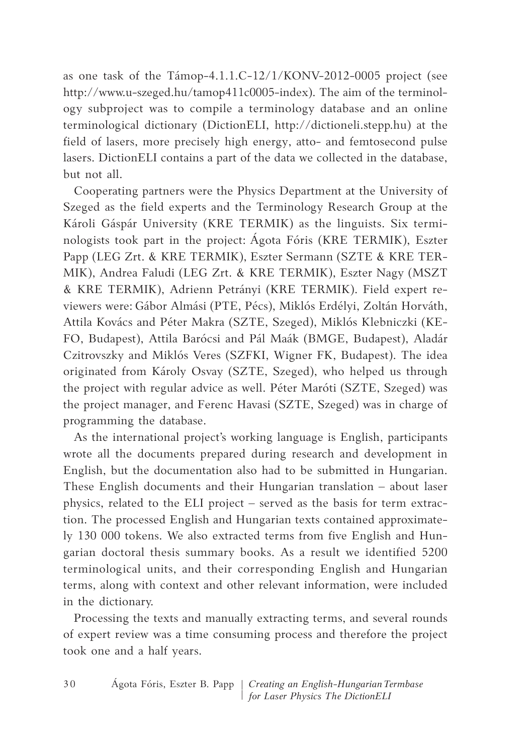as one task of the Támop-4.1.1.C-12/1/KONV-2012-0005 project (see http://www.u-szeged.hu/tamop411c0005-index). The aim of the terminology subproject was to compile a terminology database and an online terminological dictionary (DictionELI, http://dictioneli.stepp.hu) at the field of lasers, more precisely high energy, atto- and femtosecond pulse lasers. DictionELI contains a part of the data we collected in the database, but not all.

Cooperating partners were the Physics Department at the University of Szeged as the field experts and the Terminology Research Group at the Károli Gáspár University (KRE TERMIK) as the linguists. Six terminologists took part in the project: Ágota Fóris (KRE TERMIK), Eszter Papp (LEG Zrt. & KRE TERMIK), Eszter Sermann (SZTE & KRE TERMIK), Andrea Faludi (LEG Zrt. & KRE TERMIK), Eszter Nagy (MSZT & KRE TERMIK), Adrienn Petrányi (KRE TERMIK). Field expert reviewers were: Gábor Almási (PTE, Pécs), Miklós Erdélyi, Zoltán Horváth, Attila Kovács and Péter Makra (SZTE, Szeged), Miklós Klebniczki (KEFO, Budapest), Attila Barócsi and Pál Maák (BMGE, Budapest), Aladár Czitrovszky and Miklós Veres (SZFKI, Wigner FK, Budapest). The idea originated from Károly Osvay (SZTE, Szeged), who helped us through the project with regular advice as well. Péter Maróti (SZTE, Szeged) was the project manager, and Ferenc Havasi (SZTE, Szeged) was in charge of programming the database.

As the international project's working language is English, participants wrote all the documents prepared during research and development in English, but the documentation also had to be submitted in Hungarian. These English documents and their Hungarian translation – about laser physics, related to the ELI project – served as the basis for term extraction. The processed English and Hungarian texts contained approximately 130 000 tokens. We also extracted terms from five English and Hungarian doctoral thesis summary books. As a result we identified 5200 terminological units, and their corresponding English and Hungarian terms, along with context and other relevant information, were included in the dictionary.

Processing the texts and manually extracting terms, and several rounds of expert review was a time consuming process and therefore the project took one and a half years.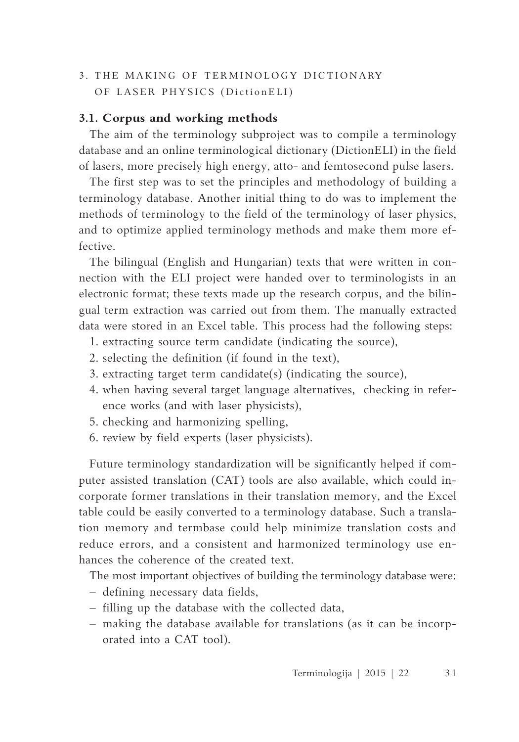## 3. THE MAKING OF TERMINOLOGY DICTIONARY OF LASER PHYSICS (DictionELI)

### 3.1. Corpus and working methods

The aim of the terminology subproject was to compile a terminology database and an online terminological dictionary (DictionELI) in the field of lasers, more precisely high energy, atto- and femtosecond pulse lasers.

The first step was to set the principles and methodology of building a terminology database. Another initial thing to do was to implement the methods of terminology to the field of the terminology of laser physics, and to optimize applied terminology methods and make them more effective.

The bilingual (English and Hungarian) texts that were written in connection with the ELI project were handed over to terminologists in an electronic format; these texts made up the research corpus, and the bilingual term extraction was carried out from them. The manually extracted data were stored in an Excel table. This process had the following steps:

1. extracting source term candidate (indicating the source),
2. selecting the definition (if found in the text),
3. extracting target term candidate(s) (indicating the source),
4. when having several target language alternatives, checking in reference works (and with laser physicists),
5. checking and harmonizing spelling,
6. review by field experts (laser physicists).

Future terminology standardization will be significantly helped if computer assisted translation (CAT) tools are also available, which could incorporate former translations in their translation memory, and the Excel table could be easily converted to a terminology database. Such a translation memory and termbase could help minimize translation costs and reduce errors, and a consistent and harmonized terminology use enhances the coherence of the created text.

The most important objectives of building the terminology database were:

- defining necessary data fields,
- filling up the database with the collected data,
- making the database available for translations (as it can be incorporated into a CAT tool).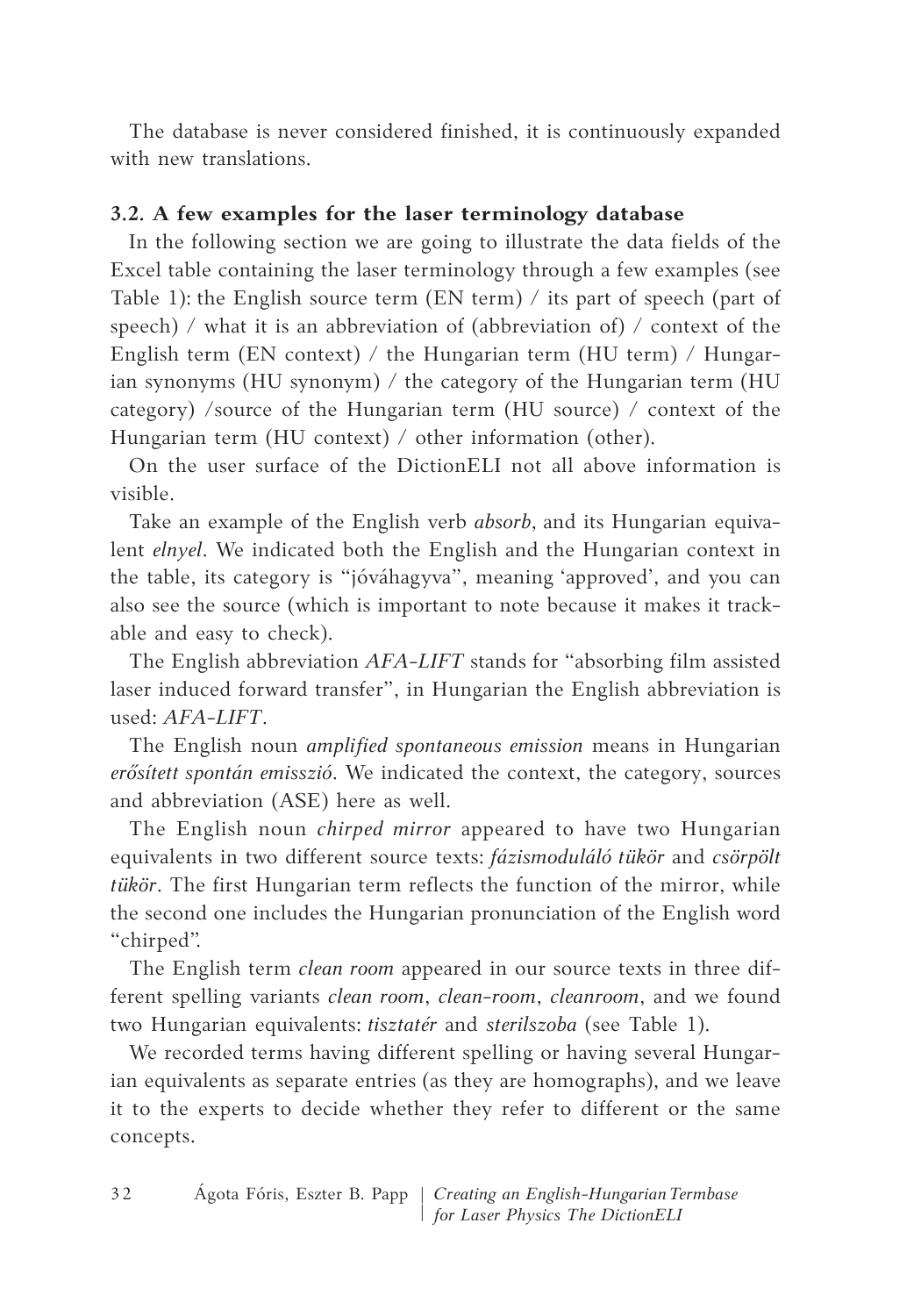The database is never considered finished, it is continuously expanded with new translations.

### 3.2. A few examples for the laser terminology database

In the following section we are going to illustrate the data fields of the Excel table containing the laser terminology through a few examples (see Table 1): the English source term (EN term) / its part of speech (part of speech) / what it is an abbreviation of (abbreviation of) / context of the English term (EN context) / the Hungarian term (HU term) / Hungarian synonyms (HU synonym) / the category of the Hungarian term (HU category) /source of the Hungarian term (HU source) / context of the Hungarian term (HU context) / other information (other).

On the user surface of the DictionELI not all above information is visible.

Take an example of the English verb *absorb*, and its Hungarian equivalent *elnyel*. We indicated both the English and the Hungarian context in the table, its category is "jóváhagyva", meaning 'approved', and you can also see the source (which is important to note because it makes it trackable and easy to check).

The English abbreviation *AFA-LIFT* stands for "absorbing film assisted laser induced forward transfer", in Hungarian the English abbreviation is used: *AFA-LIFT*.

The English noun *amplified spontaneous emission* means in Hungarian *erősített spontán emisszió*. We indicated the context, the category, sources and abbreviation (ASE) here as well.

The English noun *chirped mirror* appeared to have two Hungarian equivalents in two different source texts: *fázismoduláló tükör* and *csörpölt tükör*. The first Hungarian term reflects the function of the mirror, while the second one includes the Hungarian pronunciation of the English word "chirped".

The English term *clean room* appeared in our source texts in three different spelling variants *clean room*, *clean-room*, *cleanroom*, and we found two Hungarian equivalents: *tisztatér* and *sterilszoba* (see Table 1).

We recorded terms having different spelling or having several Hungarian equivalents as separate entries (as they are homographs), and we leave it to the experts to decide whether they refer to different or the same concepts.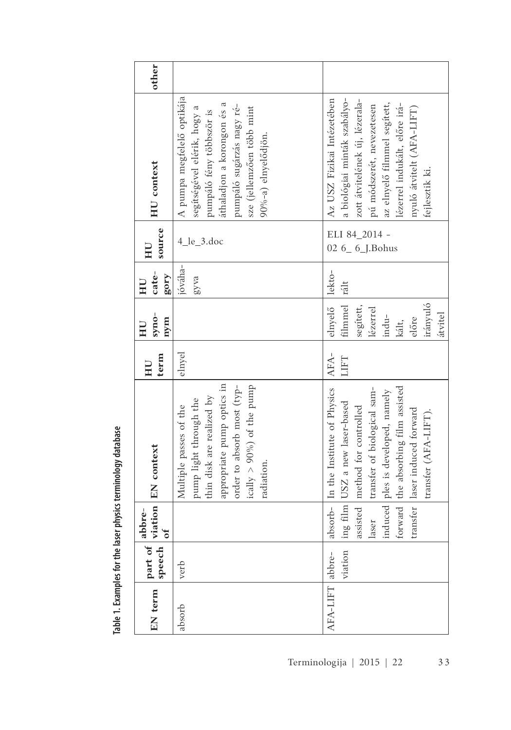**Table 1. Examples for the laser physics terminology database**

| EN term | part of speech | abbreviation of | EN context | HU term | HU synonym | HU category | HU source | HU context | other |
|---|---|---|---|---|---|---|---|---|---|
| absorb | verb | | Multiple passes of the pump light through the thin disk are realized by appropriate pump optics in order to absorb most (typically > 90%) of the pump radiation. | elnyel | | jóváhagyva | 4_le_3.doc | A pumpa megfelelő optikája segítségével elérik, hogy a pumpáló fény többször is áthaladjon a korongon és a pumpáló sugárzás nagy része (jellemzően több mint 90%-a) elnyelődjön. | |
| AFA-LIFT | abbreviation | absorbing film assisted laser induced forward transfer | In the Institute of Physics USZ a new laser-based method for controlled transfer of biological samples is developed, namely the absorbing film assisted laser induced forward transfer (AFA-LIFT). | AFA-LIFT | elnyelő filmmel segített, lézerrel indukált, előre irányuló átvitel | lektorált | ELI 84_2014 - 02 6_ 6_J.Bohus | Az USZ Fizikai Intézetében a biológiai minták szabályozott átvitelének új, lézeralapú módszerét, nevezetesen az elnyelő filmmel segített, lézerrel indukált, előre irányuló átvitelt (AFA-LIFT) fejlesztik ki. | |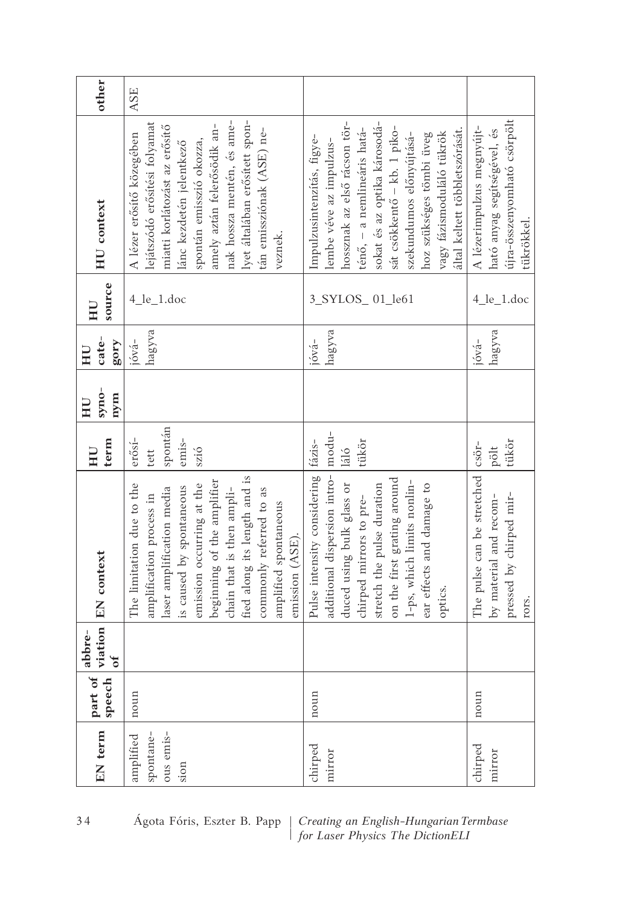| EN term | part of speech | abbreviation of | EN context | HU term | HU synonym | HU category | HU source | HU context | other |
|---|---|---|---|---|---|---|---|---|---|
| amplified spontaneous emission | noun | | The limitation due to the amplification process in laser amplification media is caused by spontaneous emission occurring at the beginning of the amplifier chain that is then amplified along its length and is commonly referred to as amplified spontaneous emission (ASE). | erősített spontán emisszió | | jóváhagyva | 4_le_1.doc | A lézer erősítő közegében lejátszódó erősítési folyamat miatti korlátozást az erősítő lánc kezdetén jelentkező spontán emisszió okozza, amely aztán felerősödik annak hossza mentén, és amelyet általában erősített spontán emissziónak (ASE) neveznek. | ASE |
| chirped mirror | noun | | Pulse intensity considering additional dispersion introduced using bulk glass or chirped mirrors to prestretch the pulse duration on the first grating around 1-ps, which limits nonlinear effects and damage to optics. | fázismoduláló tükör | | jóváhagyva | 3_SYLOS_ 01_le61 | Impulzusintenzitás, figyelembe véve az impulzushossznak az első rácson történő, – a nemlineáris hatásokat és az optika károsodását csökkentő – kb. 1 pikoszekundumos előnyújtásához szükséges tömbi üveg vagy fázismoduláló tükrök által keltett többletszórását. | |
| chirped mirror | noun | | The pulse can be stretched by material and recompressed by chirped mirrors. | csörpölt tükör | | jóváhagyva | 4_le_1.doc | A lézerimpulzus megnyújtható anyag segítségével, és újra-összenyomható csörpölt tükrökkel. | |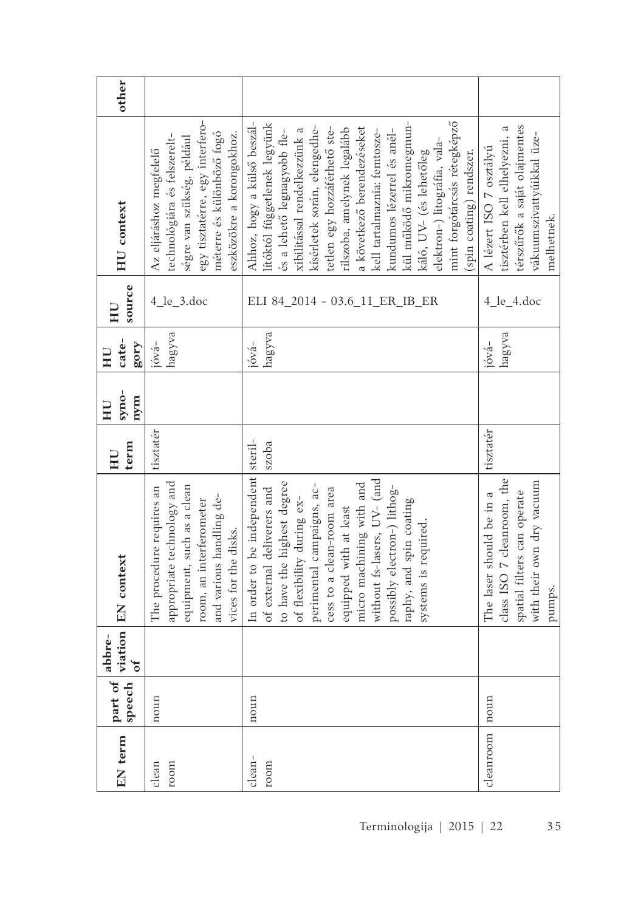| EN term | part of speech | abbreviation of | EN context | HU term | HU synonym | HU category | HU source | HU context | other |
|---|---|---|---|---|---|---|---|---|---|
| clean room | noun | | The procedure requires an appropriate technology and equipment, such as a clean room, an interferometer and various handling devices for the disks. | tisztatér | | jóváhagyva | 4_le_3.doc | Az eljáráshoz megfelelő technológiára és felszereltségre van szükség, például egy tisztatérre, egy interferométerre és különböző fogó eszközökre a korongokhoz. | |
| clean-room | noun | | In order to be independent of external deliverers and to have the highest degree of flexibility during experimental campaigns, access to a clean-room area equipped with at least micro machining with and without fs-lasers, UV- (and possibly electron-) lithography, and spin coating systems is required. | sterilszoba | | jóváhagyva | ELI 84_2014 - 03.6_11_ER_IB_ER | Ahhoz, hogy a külső beszállítóktól függetlenek legyünk és a lehető legnagyobb flexibilitással rendelkezzünk a kísérletek során, elengedhetetlen egy hozzáférhető sterilszoba, amelynek legalább a következő berendezéseket kell tartalmaznia: femtoszekundumos lézerrel és anélkül működő mikromegmunkáló, UV- (és lehetőleg elektron-) litográfia, valamint forgótárcsás rétegképző (spin coating) rendszer. | |
| cleanroom | noun | | The laser should be in a class ISO 7 cleanroom, the spatial filters can operate with their own dry vacuum pumps. | tisztatér | | jóváhagyva | 4_le_4.doc | A lézert ISO 7 osztályú tisztatérben kell elhelyezni, a térszűrők a saját olajmentes vákuumszivattyúikkal üzemelhetnek. | |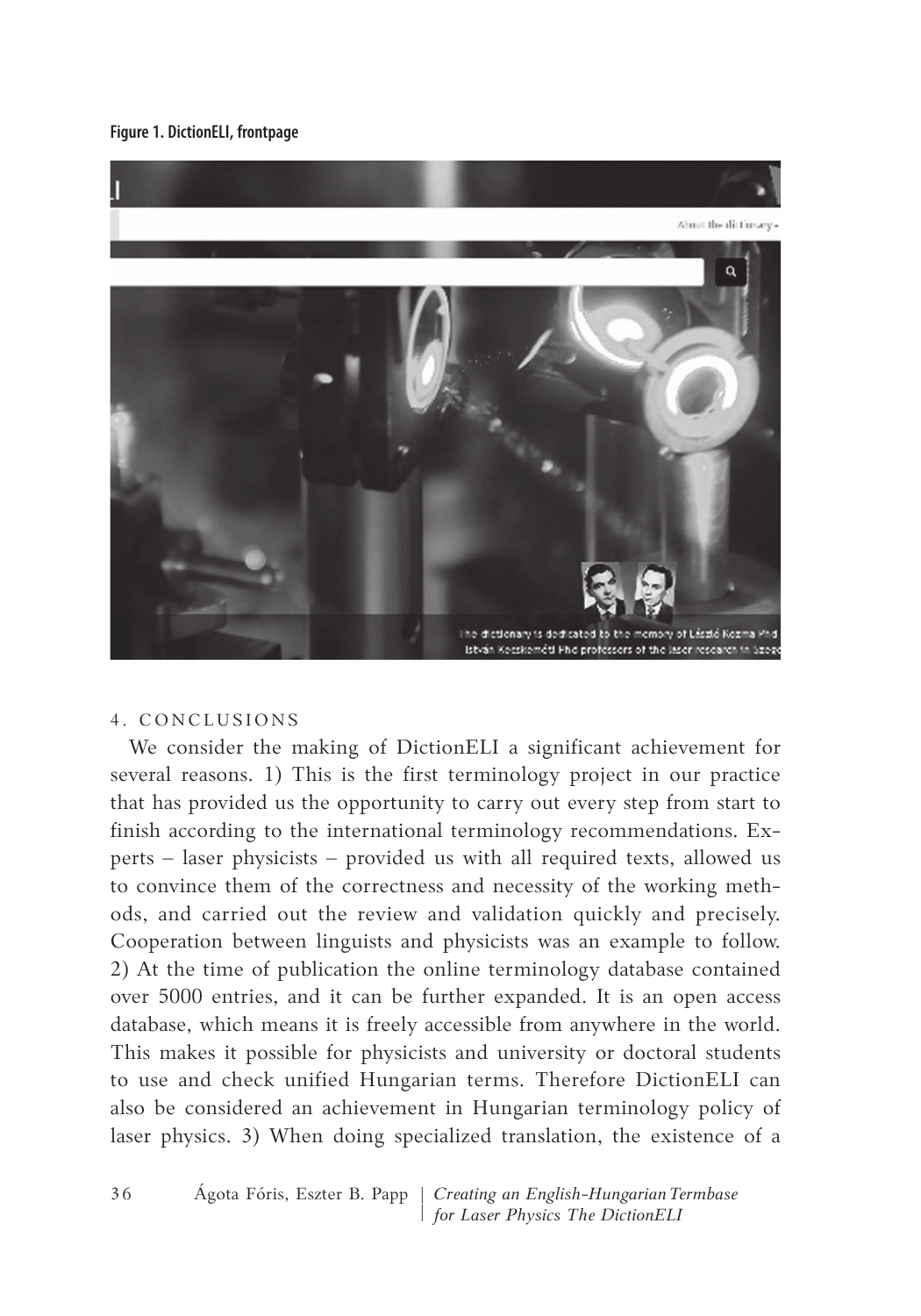**Figure 1. DictionELI, frontpage**

## 4. CONCLUSIONS

We consider the making of DictionELI a significant achievement for several reasons. 1) This is the first terminology project in our practice that has provided us the opportunity to carry out every step from start to finish according to the international terminology recommendations. Experts – laser physicists – provided us with all required texts, allowed us to convince them of the correctness and necessity of the working methods, and carried out the review and validation quickly and precisely. Cooperation between linguists and physicists was an example to follow. 2) At the time of publication the online terminology database contained over 5000 entries, and it can be further expanded. It is an open access database, which means it is freely accessible from anywhere in the world. This makes it possible for physicists and university or doctoral students to use and check unified Hungarian terms. Therefore DictionELI can also be considered an achievement in Hungarian terminology policy of laser physics. 3) When doing specialized translation, the existence of a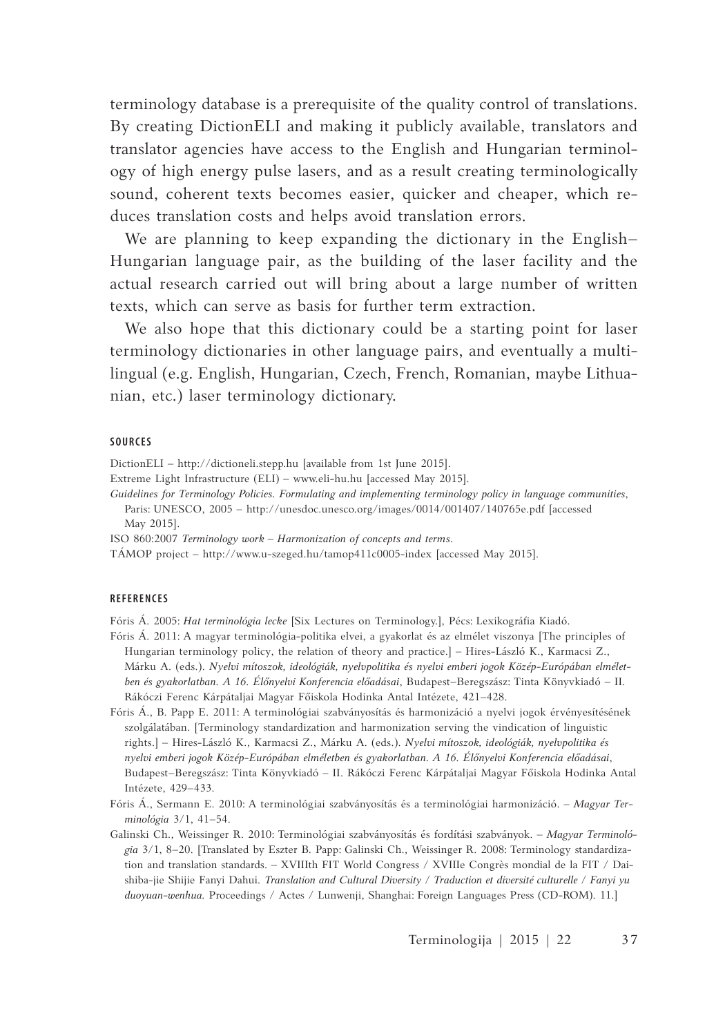terminology database is a prerequisite of the quality control of translations. By creating DictionELI and making it publicly available, translators and translator agencies have access to the English and Hungarian terminology of high energy pulse lasers, and as a result creating terminologically sound, coherent texts becomes easier, quicker and cheaper, which reduces translation costs and helps avoid translation errors.

We are planning to keep expanding the dictionary in the English–Hungarian language pair, as the building of the laser facility and the actual research carried out will bring about a large number of written texts, which can serve as basis for further term extraction.

We also hope that this dictionary could be a starting point for laser terminology dictionaries in other language pairs, and eventually a multilingual (e.g. English, Hungarian, Czech, French, Romanian, maybe Lithuanian, etc.) laser terminology dictionary.

## SOURCES

DictionELI – http://dictioneli.stepp.hu [available from 1st June 2015].

Extreme Light Infrastructure (ELI) – www.eli-hu.hu [accessed May 2015].

*Guidelines for Terminology Policies. Formulating and implementing terminology policy in language communities*, Paris: UNESCO, 2005 – http://unesdoc.unesco.org/images/0014/001407/140765e.pdf [accessed May 2015].

ISO 860:2007 *Terminology work – Harmonization of concepts and terms*.

TÁMOP project – http://www.u-szeged.hu/tamop411c0005-index [accessed May 2015].

## REFERENCES

Fóris Á. 2005: *Hat terminológia lecke* [Six Lectures on Terminology.], Pécs: Lexikográfia Kiadó.

Fóris Á. 2011: A magyar terminológia-politika elvei, a gyakorlat és az elmélet viszonya [The principles of Hungarian terminology policy, the relation of theory and practice.] – Hires-László K., Karmacsi Z., Márku A. (eds.). *Nyelvi mítoszok, ideológiák, nyelvpolitika és nyelvi emberi jogok Közép-Európában elméletben és gyakorlatban. A 16. Élőnyelvi Konferencia előadásai*, Budapest–Beregszász: Tinta Könyvkiadó – II. Rákóczi Ferenc Kárpátaljai Magyar Főiskola Hodinka Antal Intézete, 421–428.

Fóris Á., B. Papp E. 2011: A terminológiai szabványosítás és harmonizáció a nyelvi jogok érvényesítésének szolgálatában. [Terminology standardization and harmonization serving the vindication of linguistic rights.] – Hires-László K., Karmacsi Z., Márku A. (eds.). *Nyelvi mítoszok, ideológiák, nyelvpolitika és nyelvi emberi jogok Közép-Európában elméletben és gyakorlatban. A 16. Élőnyelvi Konferencia előadásai*, Budapest–Beregszász: Tinta Könyvkiadó – II. Rákóczi Ferenc Kárpátaljai Magyar Főiskola Hodinka Antal Intézete, 429–433.

Fóris Á., Sermann E. 2010: A terminológiai szabványosítás és a terminológiai harmonizáció. – *Magyar Terminológia* 3/1, 41–54.

Galinski Ch., Weissinger R. 2010: Terminológiai szabványosítás és fordítási szabványok. – *Magyar Terminológia* 3/1, 8–20. [Translated by Eszter B. Papp: Galinski Ch., Weissinger R. 2008: Terminology standardization and translation standards. – XVIIIth FIT World Congress / XVIIIe Congrès mondial de la FIT / Daishiba-jie Shijie Fanyi Dahui. *Translation and Cultural Diversity / Traduction et diversité culturelle / Fanyi yu duoyuan-wenhua.* Proceedings / Actes / Lunwenji, Shanghai: Foreign Languages Press (CD-ROM). 11.]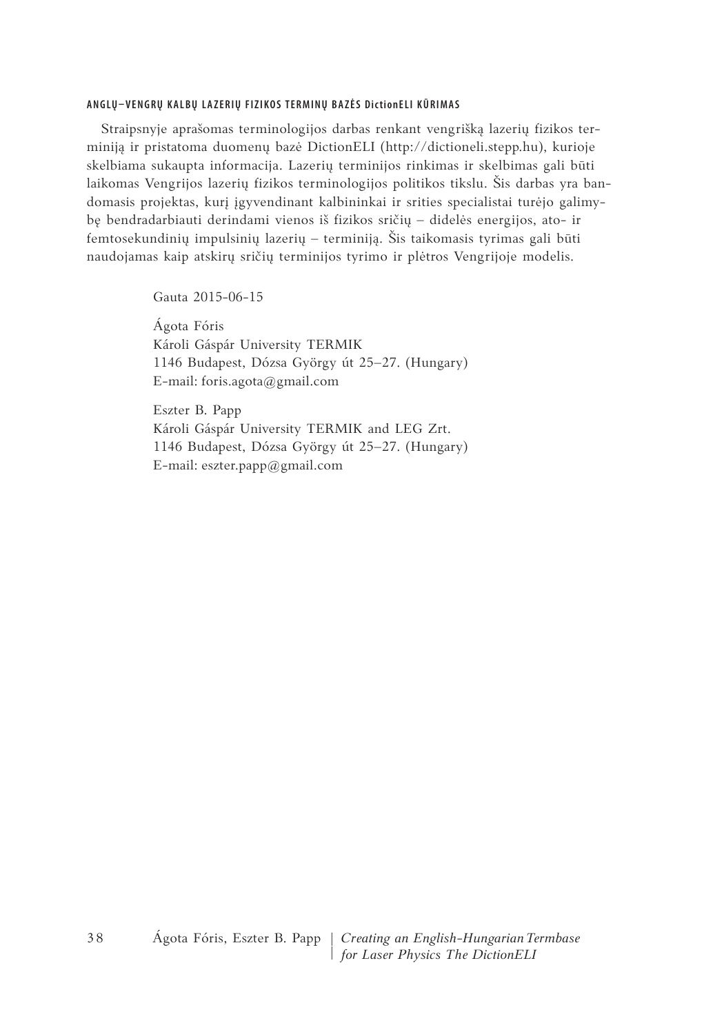#### ANGLŲ–VENGRŲ KALBŲ LAZERIŲ FIZIKOS TERMINŲ BAZĖS DictionELI KŪRIMAS

Straipsnyje aprašomas terminologijos darbas renkant vengrišką lazerių fizikos terminiją ir pristatoma duomenų bazė DictionELI (http://dictioneli.stepp.hu), kurioje skelbiama sukaupta informacija. Lazerių terminijos rinkimas ir skelbimas gali būti laikomas Vengrijos lazerių fizikos terminologijos politikos tikslu. Šis darbas yra bandomasis projektas, kurį įgyvendinant kalbininkai ir srities specialistai turėjo galimybę bendradarbiauti derindami vienos iš fizikos sričių – didelės energijos, ato- ir femtosekundinių impulsinių lazerių – terminiją. Šis taikomasis tyrimas gali būti naudojamas kaip atskirų sričių terminijos tyrimo ir plėtros Vengrijoje modelis.

Gauta 2015-06-15

Ágota Fóris
Károli Gáspár University TERMIK
1146 Budapest, Dózsa György út 25–27. (Hungary)
E-mail: foris.agota@gmail.com

Eszter B. Papp
Károli Gáspár University TERMIK and LEG Zrt.
1146 Budapest, Dózsa György út 25–27. (Hungary)
E-mail: eszter.papp@gmail.com